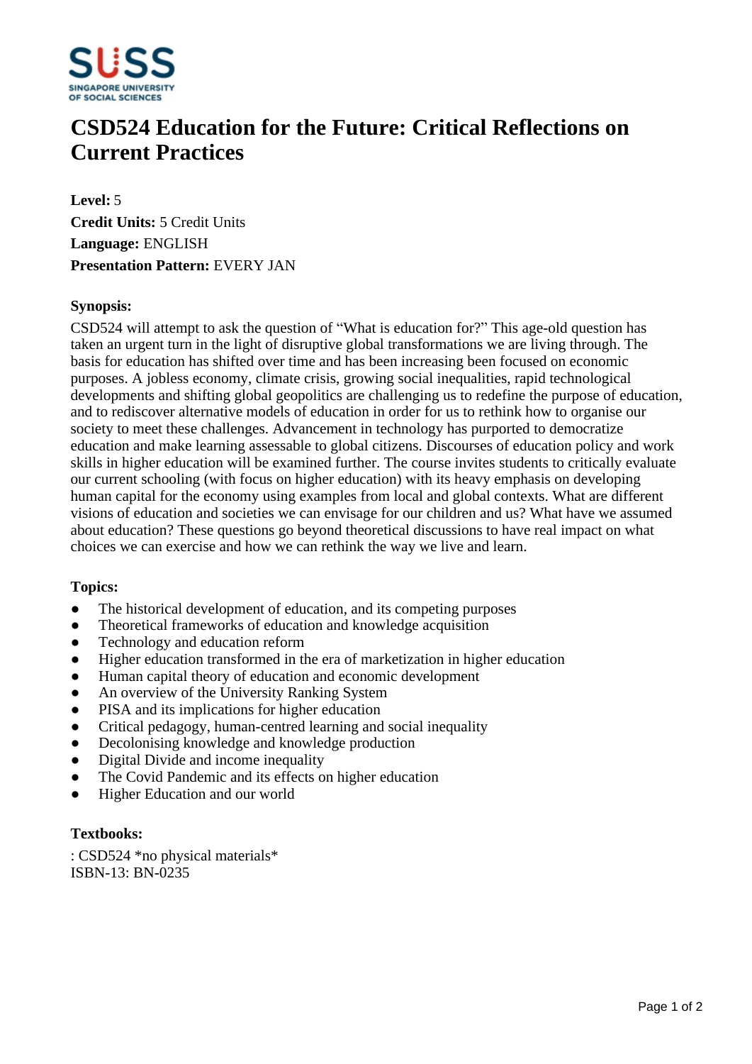# CSD524 Education for the Future: Critical Reflections on Current Practices

**Level:** 5
**Credit Units:** 5 Credit Units
**Language:** ENGLISH
**Presentation Pattern:** EVERY JAN

## Synopsis:

CSD524 will attempt to ask the question of "What is education for?" This age-old question has taken an urgent turn in the light of disruptive global transformations we are living through. The basis for education has shifted over time and has been increasing been focused on economic purposes. A jobless economy, climate crisis, growing social inequalities, rapid technological developments and shifting global geopolitics are challenging us to redefine the purpose of education, and to rediscover alternative models of education in order for us to rethink how to organise our society to meet these challenges. Advancement in technology has purported to democratize education and make learning assessable to global citizens. Discourses of education policy and work skills in higher education will be examined further. The course invites students to critically evaluate our current schooling (with focus on higher education) with its heavy emphasis on developing human capital for the economy using examples from local and global contexts. What are different visions of education and societies we can envisage for our children and us? What have we assumed about education? These questions go beyond theoretical discussions to have real impact on what choices we can exercise and how we can rethink the way we live and learn.

## Topics:

- The historical development of education, and its competing purposes
- Theoretical frameworks of education and knowledge acquisition
- Technology and education reform
- Higher education transformed in the era of marketization in higher education
- Human capital theory of education and economic development
- An overview of the University Ranking System
- PISA and its implications for higher education
- Critical pedagogy, human-centred learning and social inequality
- Decolonising knowledge and knowledge production
- Digital Divide and income inequality
- The Covid Pandemic and its effects on higher education
- Higher Education and our world

## Textbooks:

: CSD524 *no physical materials*
ISBN-13: BN-0235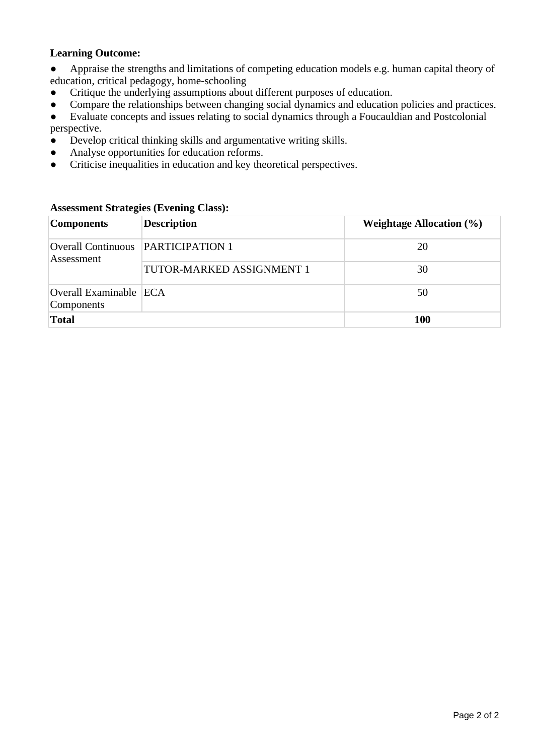**Learning Outcome:**

- Appraise the strengths and limitations of competing education models e.g. human capital theory of education, critical pedagogy, home-schooling
- Critique the underlying assumptions about different purposes of education.
- Compare the relationships between changing social dynamics and education policies and practices.
- Evaluate concepts and issues relating to social dynamics through a Foucauldian and Postcolonial perspective.
- Develop critical thinking skills and argumentative writing skills.
- Analyse opportunities for education reforms.
- Criticise inequalities in education and key theoretical perspectives.

**Assessment Strategies (Evening Class):**

| **Components** | **Description** | **Weightage Allocation (%)** |
|---|---|---|
| Overall Continuous Assessment | PARTICIPATION 1 | 20 |
| | TUTOR-MARKED ASSIGNMENT 1 | 30 |
| Overall Examinable Components | ECA | 50 |
| **Total** | | **100** |